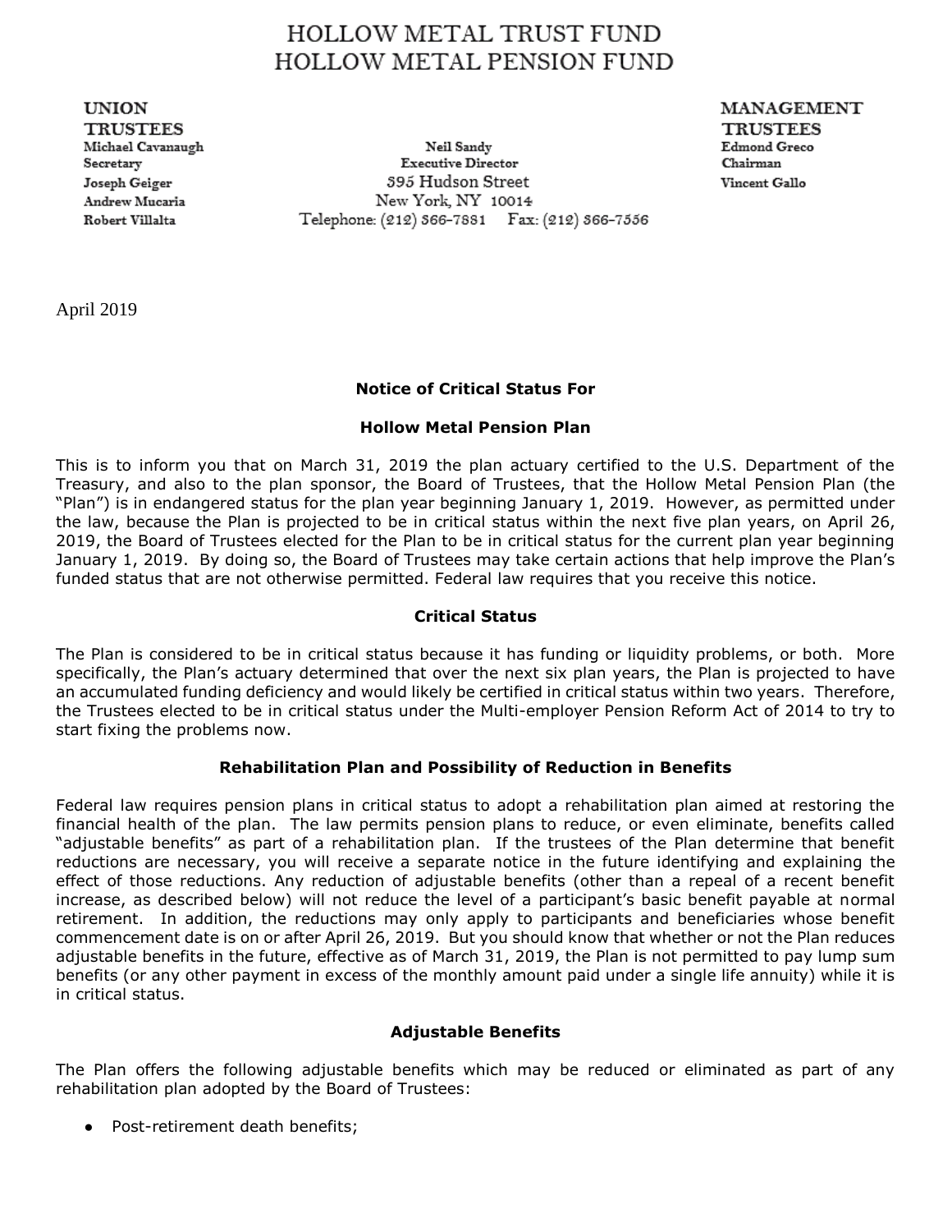# HOLLOW METAL TRUST FUND
# HOLLOW METAL PENSION FUND

**UNION TRUSTEES**
Michael Cavanaugh
Secretary
Joseph Geiger
Andrew Mucaria
Robert Villalta

Neil Sandy
Executive Director
395 Hudson Street
New York, NY 10014
Telephone: (212) 366-7881 Fax: (212) 366-7556

**MANAGEMENT TRUSTEES**
Edmond Greco
Chairman
Vincent Gallo

April 2019

**Notice of Critical Status For**

**Hollow Metal Pension Plan**

This is to inform you that on March 31, 2019 the plan actuary certified to the U.S. Department of the Treasury, and also to the plan sponsor, the Board of Trustees, that the Hollow Metal Pension Plan (the "Plan") is in endangered status for the plan year beginning January 1, 2019. However, as permitted under the law, because the Plan is projected to be in critical status within the next five plan years, on April 26, 2019, the Board of Trustees elected for the Plan to be in critical status for the current plan year beginning January 1, 2019. By doing so, the Board of Trustees may take certain actions that help improve the Plan's funded status that are not otherwise permitted. Federal law requires that you receive this notice.

**Critical Status**

The Plan is considered to be in critical status because it has funding or liquidity problems, or both. More specifically, the Plan's actuary determined that over the next six plan years, the Plan is projected to have an accumulated funding deficiency and would likely be certified in critical status within two years. Therefore, the Trustees elected to be in critical status under the Multi-employer Pension Reform Act of 2014 to try to start fixing the problems now.

**Rehabilitation Plan and Possibility of Reduction in Benefits**

Federal law requires pension plans in critical status to adopt a rehabilitation plan aimed at restoring the financial health of the plan. The law permits pension plans to reduce, or even eliminate, benefits called "adjustable benefits" as part of a rehabilitation plan. If the trustees of the Plan determine that benefit reductions are necessary, you will receive a separate notice in the future identifying and explaining the effect of those reductions. Any reduction of adjustable benefits (other than a repeal of a recent benefit increase, as described below) will not reduce the level of a participant's basic benefit payable at normal retirement. In addition, the reductions may only apply to participants and beneficiaries whose benefit commencement date is on or after April 26, 2019. But you should know that whether or not the Plan reduces adjustable benefits in the future, effective as of March 31, 2019, the Plan is not permitted to pay lump sum benefits (or any other payment in excess of the monthly amount paid under a single life annuity) while it is in critical status.

**Adjustable Benefits**

The Plan offers the following adjustable benefits which may be reduced or eliminated as part of any rehabilitation plan adopted by the Board of Trustees:

- Post-retirement death benefits;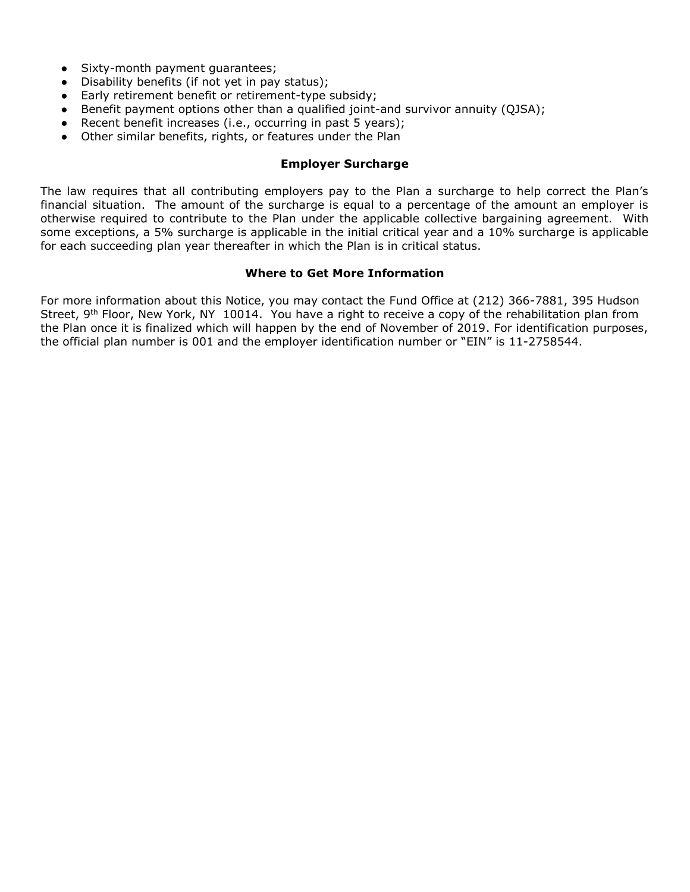- Sixty-month payment guarantees;
- Disability benefits (if not yet in pay status);
- Early retirement benefit or retirement-type subsidy;
- Benefit payment options other than a qualified joint-and survivor annuity (QJSA);
- Recent benefit increases (i.e., occurring in past 5 years);
- Other similar benefits, rights, or features under the Plan

## Employer Surcharge

The law requires that all contributing employers pay to the Plan a surcharge to help correct the Plan's financial situation. The amount of the surcharge is equal to a percentage of the amount an employer is otherwise required to contribute to the Plan under the applicable collective bargaining agreement. With some exceptions, a 5% surcharge is applicable in the initial critical year and a 10% surcharge is applicable for each succeeding plan year thereafter in which the Plan is in critical status.

## Where to Get More Information

For more information about this Notice, you may contact the Fund Office at (212) 366-7881, 395 Hudson Street, 9th Floor, New York, NY 10014. You have a right to receive a copy of the rehabilitation plan from the Plan once it is finalized which will happen by the end of November of 2019. For identification purposes, the official plan number is 001 and the employer identification number or "EIN" is 11-2758544.